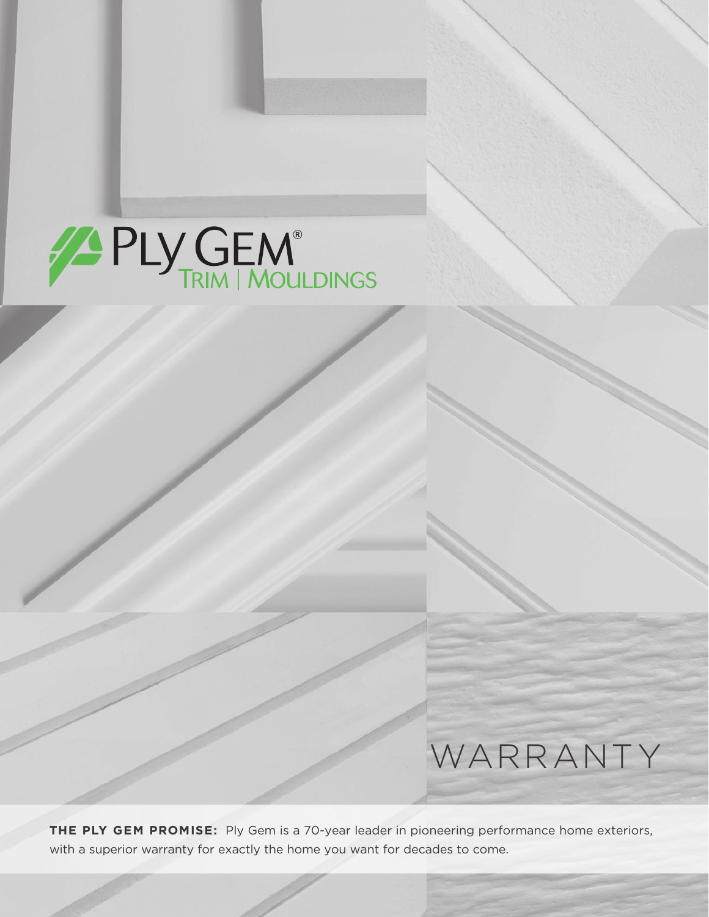# Ply Gem® Trim | Mouldings

# WARRANTY

**THE PLY GEM PROMISE:** Ply Gem is a 70-year leader in pioneering performance home exteriors, with a superior warranty for exactly the home you want for decades to come.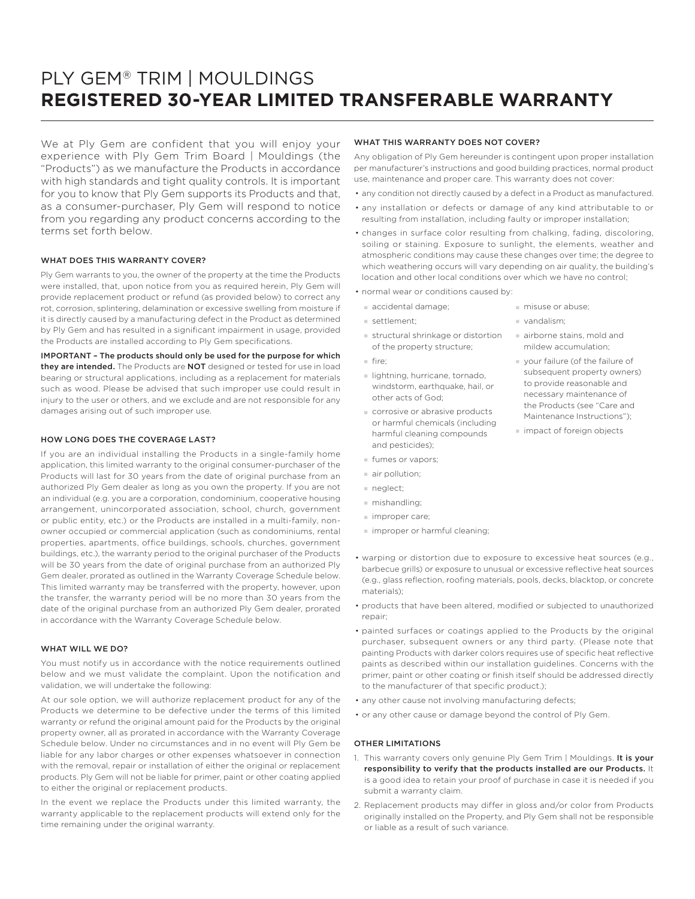# PLY GEM® TRIM | MOULDINGS

# REGISTERED 30-YEAR LIMITED TRANSFERABLE WARRANTY

We at Ply Gem are confident that you will enjoy your experience with Ply Gem Trim Board | Mouldings (the "Products") as we manufacture the Products in accordance with high standards and tight quality controls. It is important for you to know that Ply Gem supports its Products and that, as a consumer-purchaser, Ply Gem will respond to notice from you regarding any product concerns according to the terms set forth below.

## WHAT DOES THIS WARRANTY COVER?

Ply Gem warrants to you, the owner of the property at the time the Products were installed, that, upon notice from you as required herein, Ply Gem will provide replacement product or refund (as provided below) to correct any rot, corrosion, splintering, delamination or excessive swelling from moisture if it is directly caused by a manufacturing defect in the Product as determined by Ply Gem and has resulted in a significant impairment in usage, provided the Products are installed according to Ply Gem specifications.

**IMPORTANT – The products should only be used for the purpose for which they are intended.** The Products are **NOT** designed or tested for use in load bearing or structural applications, including as a replacement for materials such as wood. Please be advised that such improper use could result in injury to the user or others, and we exclude and are not responsible for any damages arising out of such improper use.

## HOW LONG DOES THE COVERAGE LAST?

If you are an individual installing the Products in a single-family home application, this limited warranty to the original consumer-purchaser of the Products will last for 30 years from the date of original purchase from an authorized Ply Gem dealer as long as you own the property. If you are not an individual (e.g. you are a corporation, condominium, cooperative housing arrangement, unincorporated association, school, church, government or public entity, etc.) or the Products are installed in a multi-family, non-owner occupied or commercial application (such as condominiums, rental properties, apartments, office buildings, schools, churches, government buildings, etc.), the warranty period to the original purchaser of the Products will be 30 years from the date of original purchase from an authorized Ply Gem dealer, prorated as outlined in the Warranty Coverage Schedule below. This limited warranty may be transferred with the property, however, upon the transfer, the warranty period will be no more than 30 years from the date of the original purchase from an authorized Ply Gem dealer, prorated in accordance with the Warranty Coverage Schedule below.

## WHAT WILL WE DO?

You must notify us in accordance with the notice requirements outlined below and we must validate the complaint. Upon the notification and validation, we will undertake the following:

At our sole option, we will authorize replacement product for any of the Products we determine to be defective under the terms of this limited warranty or refund the original amount paid for the Products by the original property owner, all as prorated in accordance with the Warranty Coverage Schedule below. Under no circumstances and in no event will Ply Gem be liable for any labor charges or other expenses whatsoever in connection with the removal, repair or installation of either the original or replacement products. Ply Gem will not be liable for primer, paint or other coating applied to either the original or replacement products.

In the event we replace the Products under this limited warranty, the warranty applicable to the replacement products will extend only for the time remaining under the original warranty.

## WHAT THIS WARRANTY DOES NOT COVER?

Any obligation of Ply Gem hereunder is contingent upon proper installation per manufacturer's instructions and good building practices, normal product use, maintenance and proper care. This warranty does not cover:

- any condition not directly caused by a defect in a Product as manufactured.
- any installation or defects or damage of any kind attributable to or resulting from installation, including faulty or improper installation;
- changes in surface color resulting from chalking, fading, discoloring, soiling or staining. Exposure to sunlight, the elements, weather and atmospheric conditions may cause these changes over time; the degree to which weathering occurs will vary depending on air quality, the building's location and other local conditions over which we have no control;
- normal wear or conditions caused by:
  - accidental damage;
  - settlement;
  - structural shrinkage or distortion of the property structure;
  - fire;
  - lightning, hurricane, tornado, windstorm, earthquake, hail, or other acts of God;
  - corrosive or abrasive products or harmful chemicals (including harmful cleaning compounds and pesticides);
  - fumes or vapors;
  - air pollution;
  - neglect;
  - mishandling;
  - improper care;
  - improper or harmful cleaning;
  - misuse or abuse;
  - vandalism;
  - airborne stains, mold and mildew accumulation;
  - your failure (of the failure of subsequent property owners) to provide reasonable and necessary maintenance of the Products (see "Care and Maintenance Instructions");
  - impact of foreign objects
- warping or distortion due to exposure to excessive heat sources (e.g., barbecue grills) or exposure to unusual or excessive reflective heat sources (e.g., glass reflection, roofing materials, pools, decks, blacktop, or concrete materials);
- products that have been altered, modified or subjected to unauthorized repair;
- painted surfaces or coatings applied to the Products by the original purchaser, subsequent owners or any third party. (Please note that painting Products with darker colors requires use of specific heat reflective paints as described within our installation guidelines. Concerns with the primer, paint or other coating or finish itself should be addressed directly to the manufacturer of that specific product.);
- any other cause not involving manufacturing defects;
- or any other cause or damage beyond the control of Ply Gem.

## OTHER LIMITATIONS

1. This warranty covers only genuine Ply Gem Trim | Mouldings. **It is your responsibility to verify that the products installed are our Products.** It is a good idea to retain your proof of purchase in case it is needed if you submit a warranty claim.
2. Replacement products may differ in gloss and/or color from Products originally installed on the Property, and Ply Gem shall not be responsible or liable as a result of such variance.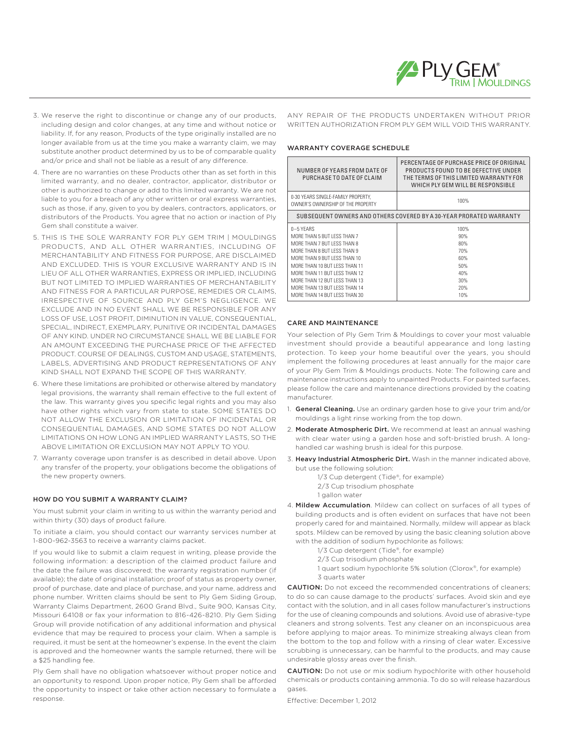3. We reserve the right to discontinue or change any of our products, including design and color changes, at any time and without notice or liability. If, for any reason, Products of the type originally installed are no longer available from us at the time you make a warranty claim, we may substitute another product determined by us to be of comparable quality and/or price and shall not be liable as a result of any difference.
4. There are no warranties on these Products other than as set forth in this limited warranty, and no dealer, contractor, applicator, distributor or other is authorized to change or add to this limited warranty. We are not liable to you for a breach of any other written or oral express warranties, such as those, if any, given to you by dealers, contractors, applicators, or distributors of the Products. You agree that no action or inaction of Ply Gem shall constitute a waiver.
5. THIS IS THE SOLE WARRANTY FOR PLY GEM TRIM | MOULDINGS PRODUCTS, AND ALL OTHER WARRANTIES, INCLUDING OF MERCHANTABILITY AND FITNESS FOR PURPOSE, ARE DISCLAIMED AND EXCLUDED. THIS IS YOUR EXCLUSIVE WARRANTY AND IS IN LIEU OF ALL OTHER WARRANTIES, EXPRESS OR IMPLIED, INCLUDING BUT NOT LIMITED TO IMPLIED WARRANTIES OF MERCHANTABILITY AND FITNESS FOR A PARTICULAR PURPOSE, REMEDIES OR CLAIMS, IRRESPECTIVE OF SOURCE AND PLY GEM'S NEGLIGENCE. WE EXCLUDE AND IN NO EVENT SHALL WE BE RESPONSIBLE FOR ANY LOSS OF USE, LOST PROFIT, DIMINUTION IN VALUE, CONSEQUENTIAL, SPECIAL, INDIRECT, EXEMPLARY, PUNITIVE OR INCIDENTAL DAMAGES OF ANY KIND. UNDER NO CIRCUMSTANCE SHALL WE BE LIABLE FOR AN AMOUNT EXCEEDING THE PURCHASE PRICE OF THE AFFECTED PRODUCT. COURSE OF DEALINGS, CUSTOM AND USAGE, STATEMENTS, LABELS, ADVERTISING AND PRODUCT REPRESENTATIONS OF ANY KIND SHALL NOT EXPAND THE SCOPE OF THIS WARRANTY.
6. Where these limitations are prohibited or otherwise altered by mandatory legal provisions, the warranty shall remain effective to the full extent of the law. This warranty gives you specific legal rights and you may also have other rights which vary from state to state. SOME STATES DO NOT ALLOW THE EXCLUSION OR LIMITATION OF INCIDENTAL OR CONSEQUENTIAL DAMAGES, AND SOME STATES DO NOT ALLOW LIMITATIONS ON HOW LONG AN IMPLIED WARRANTY LASTS, SO THE ABOVE LIMITATION OR EXCLUSION MAY NOT APPLY TO YOU.
7. Warranty coverage upon transfer is as described in detail above. Upon any transfer of the property, your obligations become the obligations of the new property owners.

## HOW DO YOU SUBMIT A WARRANTY CLAIM?

You must submit your claim in writing to us within the warranty period and within thirty (30) days of product failure.

To initiate a claim, you should contact our warranty services number at 1-800-962-3563 to receive a warranty claims packet.

If you would like to submit a claim request in writing, please provide the following information: a description of the claimed product failure and the date the failure was discovered; the warranty registration number (if available); the date of original installation; proof of status as property owner, proof of purchase, date and place of purchase, and your name, address and phone number. Written claims should be sent to Ply Gem Siding Group, Warranty Claims Department, 2600 Grand Blvd., Suite 900, Kansas City, Missouri 64108 or fax your information to 816-426-8210. Ply Gem Siding Group will provide notification of any additional information and physical evidence that may be required to process your claim. When a sample is required, it must be sent at the homeowner's expense. In the event the claim is approved and the homeowner wants the sample returned, there will be a $25 handling fee.

Ply Gem shall have no obligation whatsoever without proper notice and an opportunity to respond. Upon proper notice, Ply Gem shall be afforded the opportunity to inspect or take other action necessary to formulate a response.

ANY REPAIR OF THE PRODUCTS UNDERTAKEN WITHOUT PRIOR WRITTEN AUTHORIZATION FROM PLY GEM WILL VOID THIS WARRANTY.

## WARRANTY COVERAGE SCHEDULE

| NUMBER OF YEARS FROM DATE OF PURCHASE TO DATE OF CLAIM | PERCENTAGE OF PURCHASE PRICE OF ORIGINAL PRODUCTS FOUND TO BE DEFECTIVE UNDER THE TERMS OF THIS LIMITED WARRANTY FOR WHICH PLY GEM WILL BE RESPONSIBLE |
|---|---|
| 0-30 YEARS SINGLE-FAMILY PROPERTY, OWNER'S OWNERSHIP OF THE PROPERTY | 100% |
| SUBSEQUENT OWNERS AND OTHERS COVERED BY A 30-YEAR PRORATED WARRANTY | |
| 0–5 YEARS | 100% |
| MORE THAN 5 BUT LESS THAN 7 | 90% |
| MORE THAN 7 BUT LESS THAN 8 | 80% |
| MORE THAN 8 BUT LESS THAN 9 | 70% |
| MORE THAN 9 BUT LESS THAN 10 | 60% |
| MORE THAN 10 BUT LESS THAN 11 | 50% |
| MORE THAN 11 BUT LESS THAN 12 | 40% |
| MORE THAN 12 BUT LESS THAN 13 | 30% |
| MORE THAN 13 BUT LESS THAN 14 | 20% |
| MORE THAN 14 BUT LESS THAN 30 | 10% |

## CARE AND MAINTENANCE

Your selection of Ply Gem Trim & Mouldings to cover your most valuable investment should provide a beautiful appearance and long lasting protection. To keep your home beautiful over the years, you should implement the following procedures at least annually for the major care of your Ply Gem Trim & Mouldings products. Note: The following care and maintenance instructions apply to unpainted Products. For painted surfaces, please follow the care and maintenance directions provided by the coating manufacturer.

1. **General Cleaning.** Use an ordinary garden hose to give your trim and/or mouldings a light rinse working from the top down.
2. **Moderate Atmospheric Dirt.** We recommend at least an annual washing with clear water using a garden hose and soft-bristled brush. A long-handled car washing brush is ideal for this purpose.
3. **Heavy Industrial Atmospheric Dirt.** Wash in the manner indicated above, but use the following solution:
   - 1/3 Cup detergent (Tide®, for example)
   - 2/3 Cup trisodium phosphate
   - 1 gallon water
4. **Mildew Accumulation**. Mildew can collect on surfaces of all types of building products and is often evident on surfaces that have not been properly cared for and maintained. Normally, mildew will appear as black spots. Mildew can be removed by using the basic cleaning solution above with the addition of sodium hypochlorite as follows:
   - 1/3 Cup detergent (Tide®, for example)
   - 2/3 Cup trisodium phosphate
   - 1 quart sodium hypochlorite 5% solution (Clorox®, for example)
   - 3 quarts water

**CAUTION:** Do not exceed the recommended concentrations of cleaners; to do so can cause damage to the products' surfaces. Avoid skin and eye contact with the solution, and in all cases follow manufacturer's instructions for the use of cleaning compounds and solutions. Avoid use of abrasive-type cleaners and strong solvents. Test any cleaner on an inconspicuous area before applying to major areas. To minimize streaking always clean from the bottom to the top and follow with a rinsing of clear water. Excessive scrubbing is unnecessary, can be harmful to the products, and may cause undesirable glossy areas over the finish.

**CAUTION:** Do not use or mix sodium hypochlorite with other household chemicals or products containing ammonia. To do so will release hazardous gases.

Effective: December 1, 2012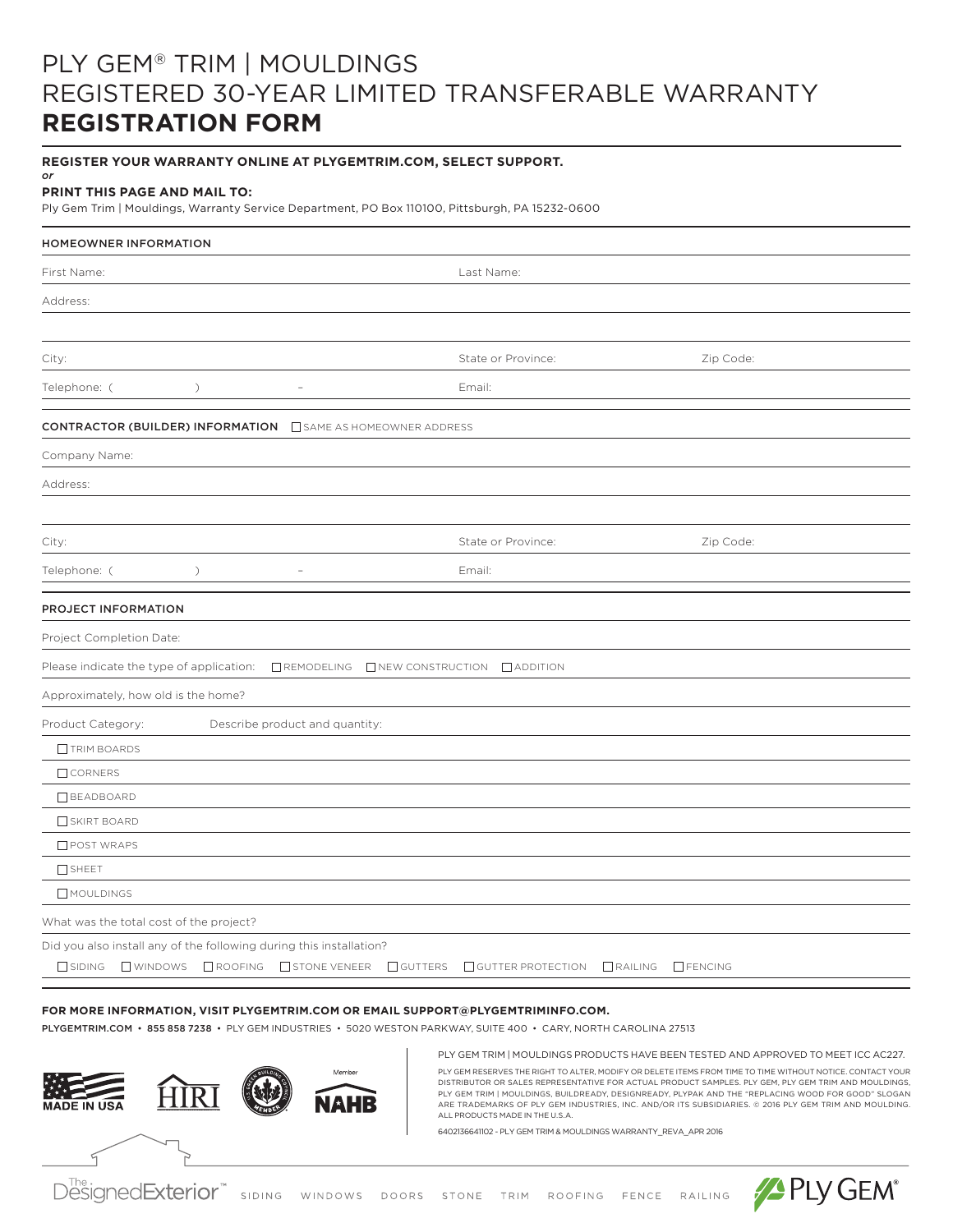# PLY GEM® TRIM | MOULDINGS
# REGISTERED 30-YEAR LIMITED TRANSFERABLE WARRANTY
# REGISTRATION FORM

**REGISTER YOUR WARRANTY ONLINE AT PLYGEMTRIM.COM, SELECT SUPPORT.**

*or*

**PRINT THIS PAGE AND MAIL TO:**

Ply Gem Trim | Mouldings, Warranty Service Department, PO Box 110100, Pittsburgh, PA 15232-0600

## HOMEOWNER INFORMATION

First Name: Last Name:

Address:

City: State or Province: Zip Code:

Telephone: ( ) – Email:

## CONTRACTOR (BUILDER) INFORMATION

☐ SAME AS HOMEOWNER ADDRESS

Company Name:

Address:

City: State or Province: Zip Code:

Telephone: ( ) – Email:

## PROJECT INFORMATION

Project Completion Date:

Please indicate the type of application: ☐ REMODELING ☐ NEW CONSTRUCTION ☐ ADDITION

Approximately, how old is the home?

Product Category: Describe product and quantity:

- ☐ TRIM BOARDS
- ☐ CORNERS
- ☐ BEADBOARD
- ☐ SKIRT BOARD
- ☐ POST WRAPS
- ☐ SHEET
- ☐ MOULDINGS

What was the total cost of the project?

Did you also install any of the following during this installation?

☐ SIDING ☐ WINDOWS ☐ ROOFING ☐ STONE VENEER ☐ GUTTERS ☐ GUTTER PROTECTION ☐ RAILING ☐ FENCING

**FOR MORE INFORMATION, VISIT PLYGEMTRIM.COM OR EMAIL SUPPORT@PLYGEMTRIMINFO.COM.**

**PLYGEMTRIM.COM** • **855 858 7238** • PLY GEM INDUSTRIES • 5020 WESTON PARKWAY, SUITE 400 • CARY, NORTH CAROLINA 27513

MADE IN USA HIRI Member NAHB

PLY GEM TRIM | MOULDINGS PRODUCTS HAVE BEEN TESTED AND APPROVED TO MEET ICC AC227.

PLY GEM RESERVES THE RIGHT TO ALTER, MODIFY OR DELETE ITEMS FROM TIME TO TIME WITHOUT NOTICE. CONTACT YOUR DISTRIBUTOR OR SALES REPRESENTATIVE FOR ACTUAL PRODUCT SAMPLES. PLY GEM, PLY GEM TRIM AND MOULDINGS, PLY GEM TRIM | MOULDINGS, BUILDREADY, DESIGNREADY, PLYPAK AND THE "REPLACING WOOD FOR GOOD" SLOGAN ARE TRADEMARKS OF PLY GEM INDUSTRIES, INC. AND/OR ITS SUBSIDIARIES. © 2016 PLY GEM TRIM AND MOULDING. ALL PRODUCTS MADE IN THE U.S.A.

6402136641102 - PLY GEM TRIM & MOULDINGS WARRANTY_REVA_APR 2016

The DesignedExterior™ SIDING WINDOWS DOORS STONE TRIM ROOFING FENCE RAILING PLY GEM®